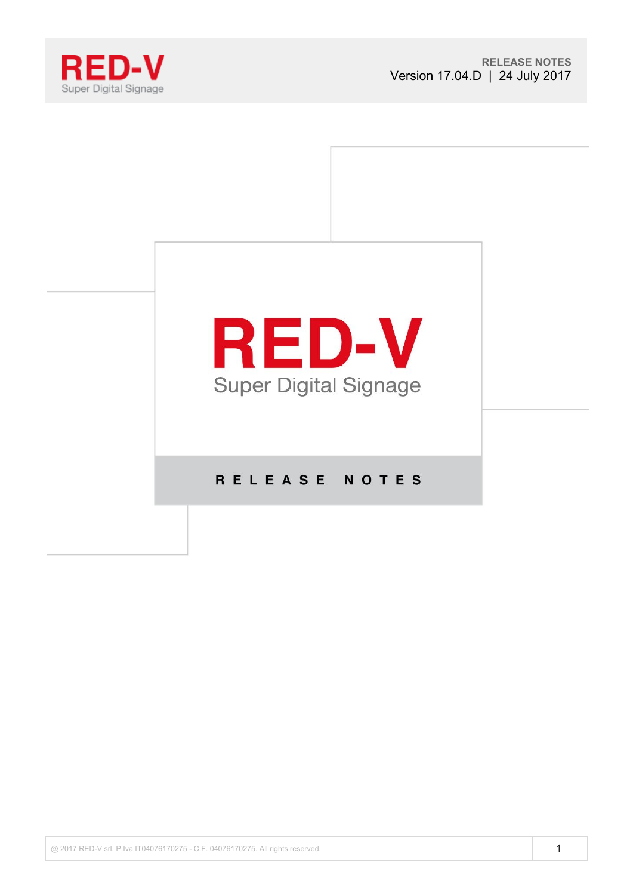# RED-V

Super Digital Signage

RELEASE NOTES

Version 17.04.D | 24 July 2017

# RED-V

Super Digital Signage

## RELEASE NOTES

@ 2017 RED-V srl. P.Iva IT04076170275 - C.F. 04076170275. All rights reserved.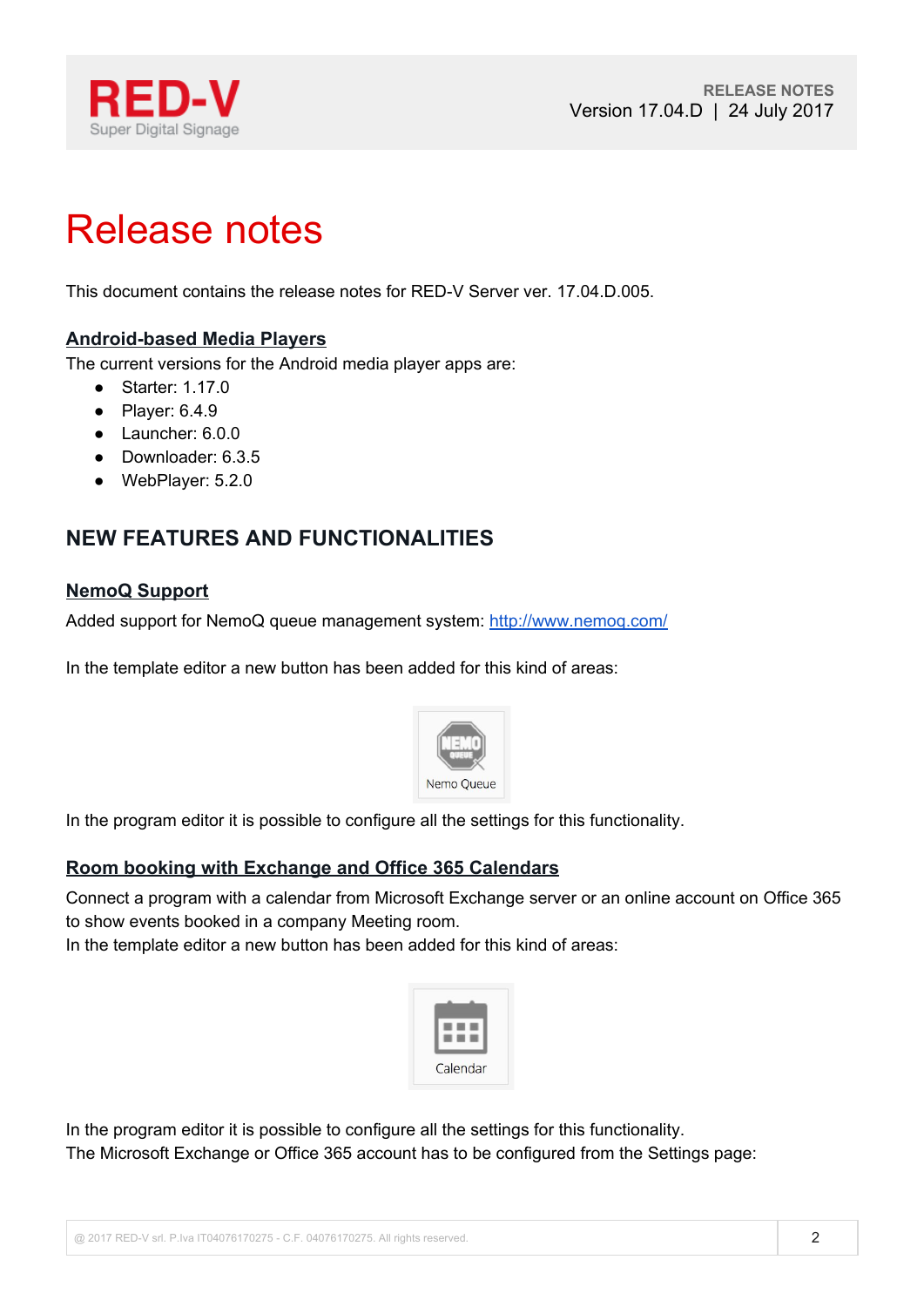# Release notes

This document contains the release notes for RED-V Server ver. 17.04.D.005.

## Android-based Media Players

The current versions for the Android media player apps are:

- Starter: 1.17.0
- Player: 6.4.9
- Launcher: 6.0.0
- Downloader: 6.3.5
- WebPlayer: 5.2.0

## NEW FEATURES AND FUNCTIONALITIES

### NemoQ Support

Added support for NemoQ queue management system: http://www.nemoq.com/

In the template editor a new button has been added for this kind of areas:

Nemo Queue

In the program editor it is possible to configure all the settings for this functionality.

### Room booking with Exchange and Office 365 Calendars

Connect a program with a calendar from Microsoft Exchange server or an online account on Office 365 to show events booked in a company Meeting room.
In the template editor a new button has been added for this kind of areas:

Calendar

In the program editor it is possible to configure all the settings for this functionality.
The Microsoft Exchange or Office 365 account has to be configured from the Settings page: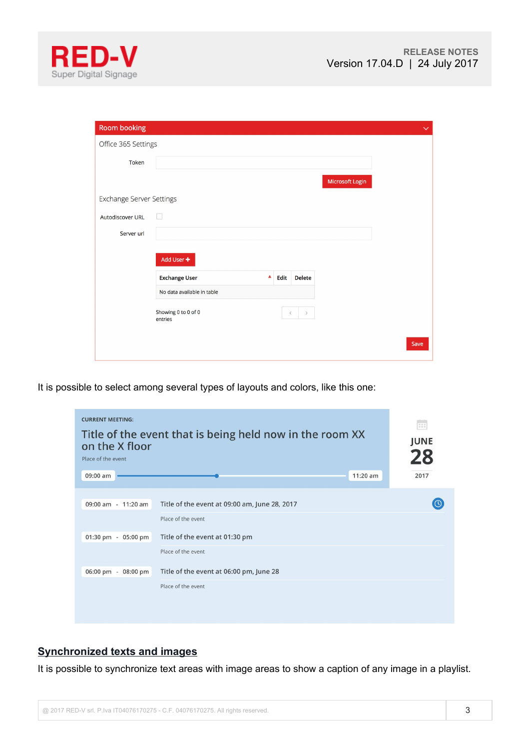It is possible to select among several types of layouts and colors, like this one:

## Synchronized texts and images

It is possible to synchronize text areas with image areas to show a caption of any image in a playlist.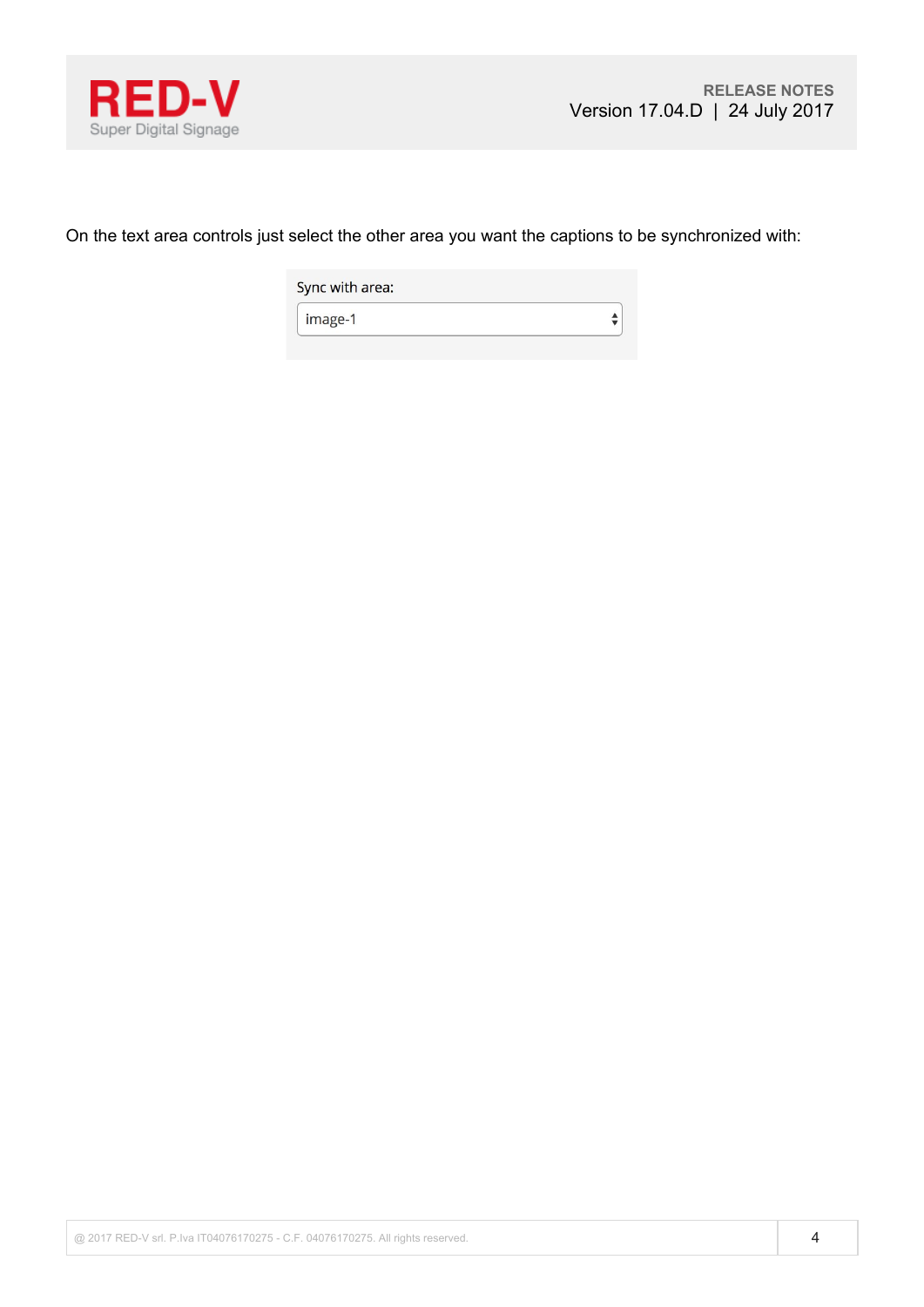On the text area controls just select the other area you want the captions to be synchronized with:

Sync with area:

image-1